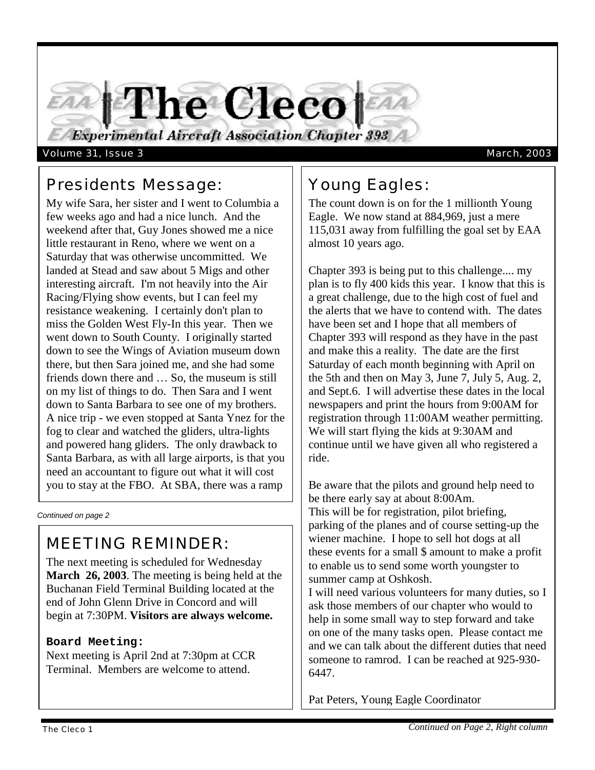# The Cleco

*Experimental Aircraft Association Chapter 393*

Volume 31, Issue 3 — March, 2003

## Presidents Message:

My wife Sara, her sister and I went to Columbia a few weeks ago and had a nice lunch. And the weekend after that, Guy Jones showed me a nice little restaurant in Reno, where we went on a Saturday that was otherwise uncommitted. We landed at Stead and saw about 5 Migs and other interesting aircraft. I'm not heavily into the Air Racing/Flying show events, but I can feel my resistance weakening. I certainly don't plan to miss the Golden West Fly-In this year. Then we went down to South County. I originally started down to see the Wings of Aviation museum down there, but then Sara joined me, and she had some friends down there and … So, the museum is still on my list of things to do. Then Sara and I went down to Santa Barbara to see one of my brothers. A nice trip - we even stopped at Santa Ynez for the fog to clear and watched the gliders, ultra-lights and powered hang gliders. The only drawback to Santa Barbara, as with all large airports, is that you need an accountant to figure out what it will cost you to stay at the FBO. At SBA, there was a ramp

*Continued on page 2*

## MEETING REMINDER:

The next meeting is scheduled for Wednesday **March 26, 2003**. The meeting is being held at the Buchanan Field Terminal Building located at the end of John Glenn Drive in Concord and will begin at 7:30PM. **Visitors are always welcome.**

**Board Meeting:**

Next meeting is April 2nd at 7:30pm at CCR Terminal. Members are welcome to attend.

## Young Eagles:

The count down is on for the 1 millionth Young Eagle. We now stand at 884,969, just a mere 115,031 away from fulfilling the goal set by EAA almost 10 years ago.

Chapter 393 is being put to this challenge.... my plan is to fly 400 kids this year. I know that this is a great challenge, due to the high cost of fuel and the alerts that we have to contend with. The dates have been set and I hope that all members of Chapter 393 will respond as they have in the past and make this a reality. The date are the first Saturday of each month beginning with April on the 5th and then on May 3, June 7, July 5, Aug. 2, and Sept.6. I will advertise these dates in the local newspapers and print the hours from 9:00AM for registration through 11:00AM weather permitting. We will start flying the kids at 9:30AM and continue until we have given all who registered a ride.

Be aware that the pilots and ground help need to be there early say at about 8:00Am.
This will be for registration, pilot briefing, parking of the planes and of course setting-up the wiener machine. I hope to sell hot dogs at all these events for a small $ amount to make a profit to enable us to send some worth youngster to summer camp at Oshkosh.
I will need various volunteers for many duties, so I ask those members of our chapter who would to help in some small way to step forward and take on one of the many tasks open. Please contact me and we can talk about the different duties that need someone to ramrod. I can be reached at 925-930-6447.

Pat Peters, Young Eagle Coordinator

*Continued on Page 2, Right column*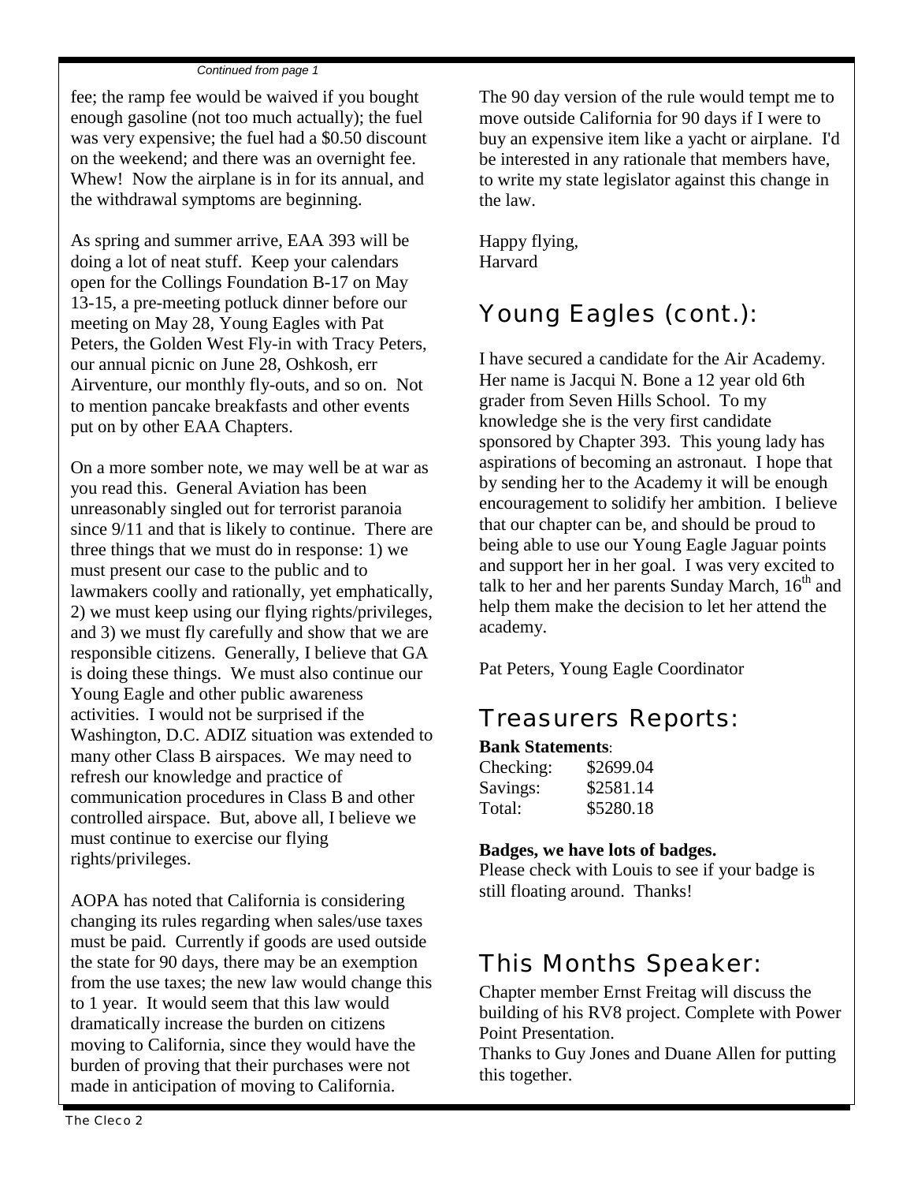*Continued from page 1*

fee; the ramp fee would be waived if you bought enough gasoline (not too much actually); the fuel was very expensive; the fuel had a $0.50 discount on the weekend; and there was an overnight fee. Whew! Now the airplane is in for its annual, and the withdrawal symptoms are beginning.

As spring and summer arrive, EAA 393 will be doing a lot of neat stuff. Keep your calendars open for the Collings Foundation B-17 on May 13-15, a pre-meeting potluck dinner before our meeting on May 28, Young Eagles with Pat Peters, the Golden West Fly-in with Tracy Peters, our annual picnic on June 28, Oshkosh, err Airventure, our monthly fly-outs, and so on. Not to mention pancake breakfasts and other events put on by other EAA Chapters.

On a more somber note, we may well be at war as you read this. General Aviation has been unreasonably singled out for terrorist paranoia since 9/11 and that is likely to continue. There are three things that we must do in response: 1) we must present our case to the public and to lawmakers coolly and rationally, yet emphatically, 2) we must keep using our flying rights/privileges, and 3) we must fly carefully and show that we are responsible citizens. Generally, I believe that GA is doing these things. We must also continue our Young Eagle and other public awareness activities. I would not be surprised if the Washington, D.C. ADIZ situation was extended to many other Class B airspaces. We may need to refresh our knowledge and practice of communication procedures in Class B and other controlled airspace. But, above all, I believe we must continue to exercise our flying rights/privileges.

AOPA has noted that California is considering changing its rules regarding when sales/use taxes must be paid. Currently if goods are used outside the state for 90 days, there may be an exemption from the use taxes; the new law would change this to 1 year. It would seem that this law would dramatically increase the burden on citizens moving to California, since they would have the burden of proving that their purchases were not made in anticipation of moving to California.

The 90 day version of the rule would tempt me to move outside California for 90 days if I were to buy an expensive item like a yacht or airplane. I'd be interested in any rationale that members have, to write my state legislator against this change in the law.

Happy flying,
Harvard

## Young Eagles (cont.):

I have secured a candidate for the Air Academy. Her name is Jacqui N. Bone a 12 year old 6th grader from Seven Hills School. To my knowledge she is the very first candidate sponsored by Chapter 393. This young lady has aspirations of becoming an astronaut. I hope that by sending her to the Academy it will be enough encouragement to solidify her ambition. I believe that our chapter can be, and should be proud to being able to use our Young Eagle Jaguar points and support her in her goal. I was very excited to talk to her and her parents Sunday March, 16th and help them make the decision to let her attend the academy.

Pat Peters, Young Eagle Coordinator

## Treasurers Reports:

**Bank Statements**:

| | |
|---|---|
| Checking: | $2699.04 |
| Savings: | $2581.14 |
| Total: | $5280.18 |

**Badges, we have lots of badges.**
Please check with Louis to see if your badge is still floating around. Thanks!

## This Months Speaker:

Chapter member Ernst Freitag will discuss the building of his RV8 project. Complete with Power Point Presentation.
Thanks to Guy Jones and Duane Allen for putting this together.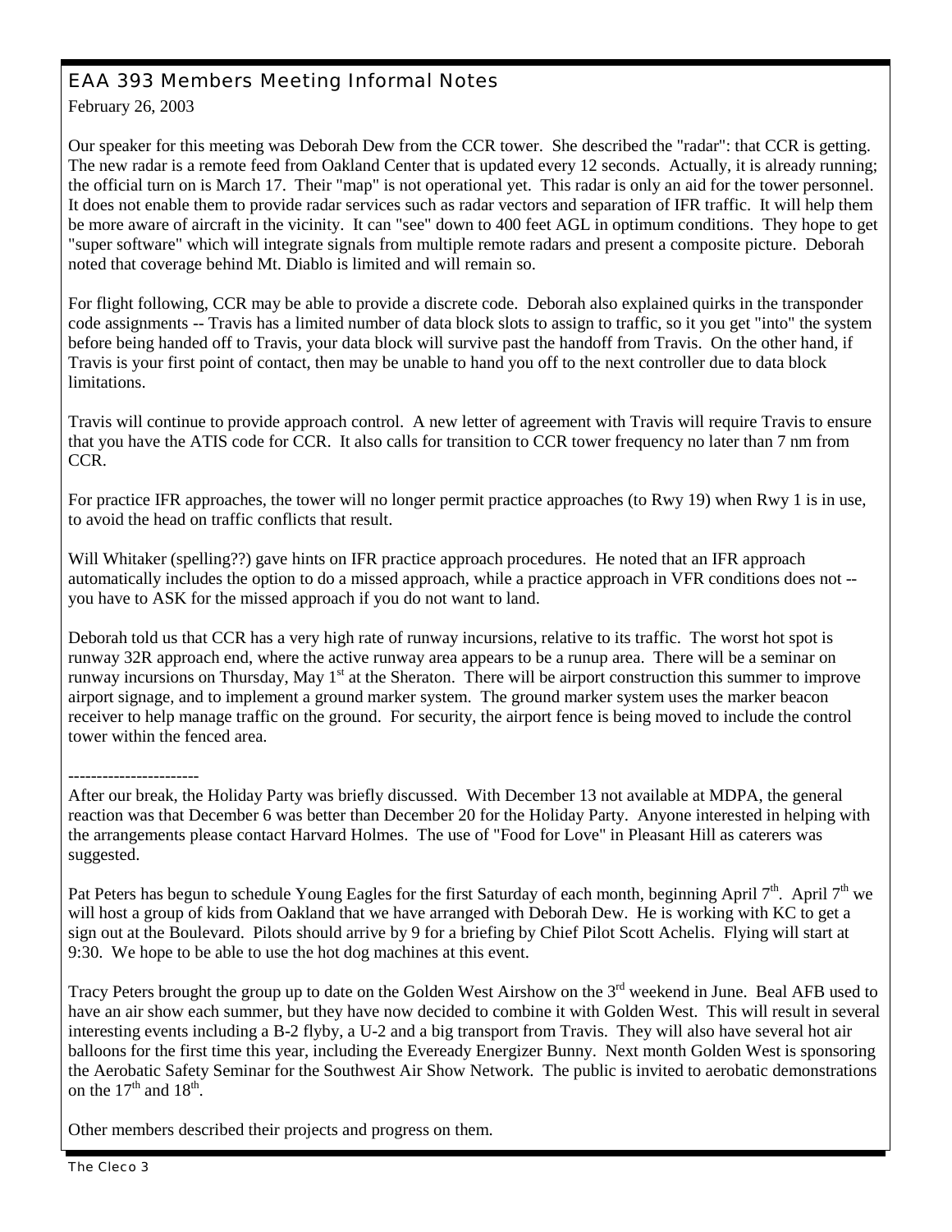## EAA 393 Members Meeting Informal Notes

February 26, 2003

Our speaker for this meeting was Deborah Dew from the CCR tower. She described the "radar": that CCR is getting. The new radar is a remote feed from Oakland Center that is updated every 12 seconds. Actually, it is already running; the official turn on is March 17. Their "map" is not operational yet. This radar is only an aid for the tower personnel. It does not enable them to provide radar services such as radar vectors and separation of IFR traffic. It will help them be more aware of aircraft in the vicinity. It can "see" down to 400 feet AGL in optimum conditions. They hope to get "super software" which will integrate signals from multiple remote radars and present a composite picture. Deborah noted that coverage behind Mt. Diablo is limited and will remain so.

For flight following, CCR may be able to provide a discrete code. Deborah also explained quirks in the transponder code assignments -- Travis has a limited number of data block slots to assign to traffic, so it you get "into" the system before being handed off to Travis, your data block will survive past the handoff from Travis. On the other hand, if Travis is your first point of contact, then may be unable to hand you off to the next controller due to data block limitations.

Travis will continue to provide approach control. A new letter of agreement with Travis will require Travis to ensure that you have the ATIS code for CCR. It also calls for transition to CCR tower frequency no later than 7 nm from CCR.

For practice IFR approaches, the tower will no longer permit practice approaches (to Rwy 19) when Rwy 1 is in use, to avoid the head on traffic conflicts that result.

Will Whitaker (spelling??) gave hints on IFR practice approach procedures. He noted that an IFR approach automatically includes the option to do a missed approach, while a practice approach in VFR conditions does not -- you have to ASK for the missed approach if you do not want to land.

Deborah told us that CCR has a very high rate of runway incursions, relative to its traffic. The worst hot spot is runway 32R approach end, where the active runway area appears to be a runup area. There will be a seminar on runway incursions on Thursday, May 1st at the Sheraton. There will be airport construction this summer to improve airport signage, and to implement a ground marker system. The ground marker system uses the marker beacon receiver to help manage traffic on the ground. For security, the airport fence is being moved to include the control tower within the fenced area.

-----------------------

After our break, the Holiday Party was briefly discussed. With December 13 not available at MDPA, the general reaction was that December 6 was better than December 20 for the Holiday Party. Anyone interested in helping with the arrangements please contact Harvard Holmes. The use of "Food for Love" in Pleasant Hill as caterers was suggested.

Pat Peters has begun to schedule Young Eagles for the first Saturday of each month, beginning April 7th. April 7th we will host a group of kids from Oakland that we have arranged with Deborah Dew. He is working with KC to get a sign out at the Boulevard. Pilots should arrive by 9 for a briefing by Chief Pilot Scott Achelis. Flying will start at 9:30. We hope to be able to use the hot dog machines at this event.

Tracy Peters brought the group up to date on the Golden West Airshow on the 3rd weekend in June. Beal AFB used to have an air show each summer, but they have now decided to combine it with Golden West. This will result in several interesting events including a B-2 flyby, a U-2 and a big transport from Travis. They will also have several hot air balloons for the first time this year, including the Eveready Energizer Bunny. Next month Golden West is sponsoring the Aerobatic Safety Seminar for the Southwest Air Show Network. The public is invited to aerobatic demonstrations on the 17th and 18th.

Other members described their projects and progress on them.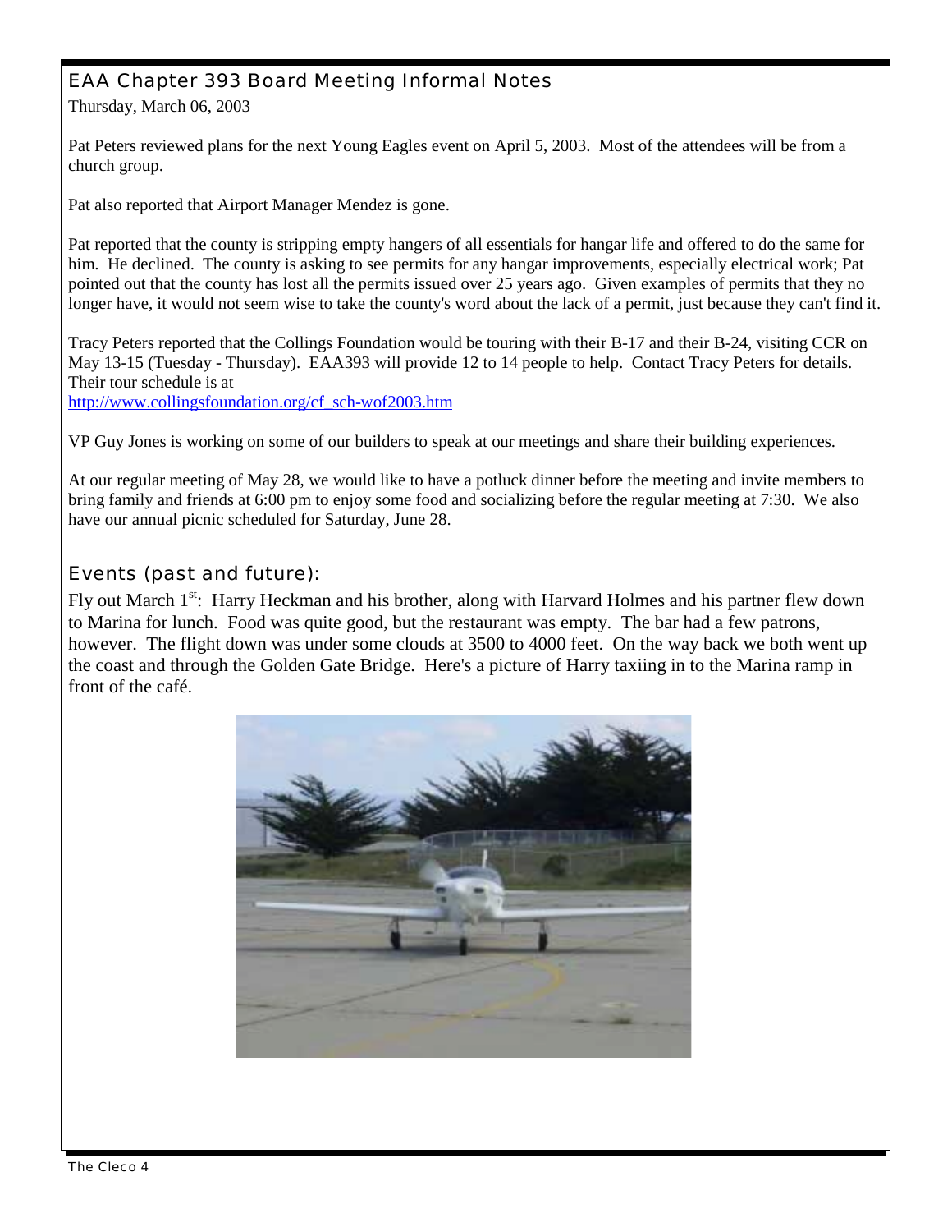## EAA Chapter 393 Board Meeting Informal Notes

Thursday, March 06, 2003

Pat Peters reviewed plans for the next Young Eagles event on April 5, 2003. Most of the attendees will be from a church group.

Pat also reported that Airport Manager Mendez is gone.

Pat reported that the county is stripping empty hangers of all essentials for hangar life and offered to do the same for him. He declined. The county is asking to see permits for any hangar improvements, especially electrical work; Pat pointed out that the county has lost all the permits issued over 25 years ago. Given examples of permits that they no longer have, it would not seem wise to take the county's word about the lack of a permit, just because they can't find it.

Tracy Peters reported that the Collings Foundation would be touring with their B-17 and their B-24, visiting CCR on May 13-15 (Tuesday - Thursday). EAA393 will provide 12 to 14 people to help. Contact Tracy Peters for details. Their tour schedule is at
http://www.collingsfoundation.org/cf_sch-wof2003.htm

VP Guy Jones is working on some of our builders to speak at our meetings and share their building experiences.

At our regular meeting of May 28, we would like to have a potluck dinner before the meeting and invite members to bring family and friends at 6:00 pm to enjoy some food and socializing before the regular meeting at 7:30. We also have our annual picnic scheduled for Saturday, June 28.

## Events (past and future):

Fly out March 1st: Harry Heckman and his brother, along with Harvard Holmes and his partner flew down to Marina for lunch. Food was quite good, but the restaurant was empty. The bar had a few patrons, however. The flight down was under some clouds at 3500 to 4000 feet. On the way back we both went up the coast and through the Golden Gate Bridge. Here's a picture of Harry taxiing in to the Marina ramp in front of the café.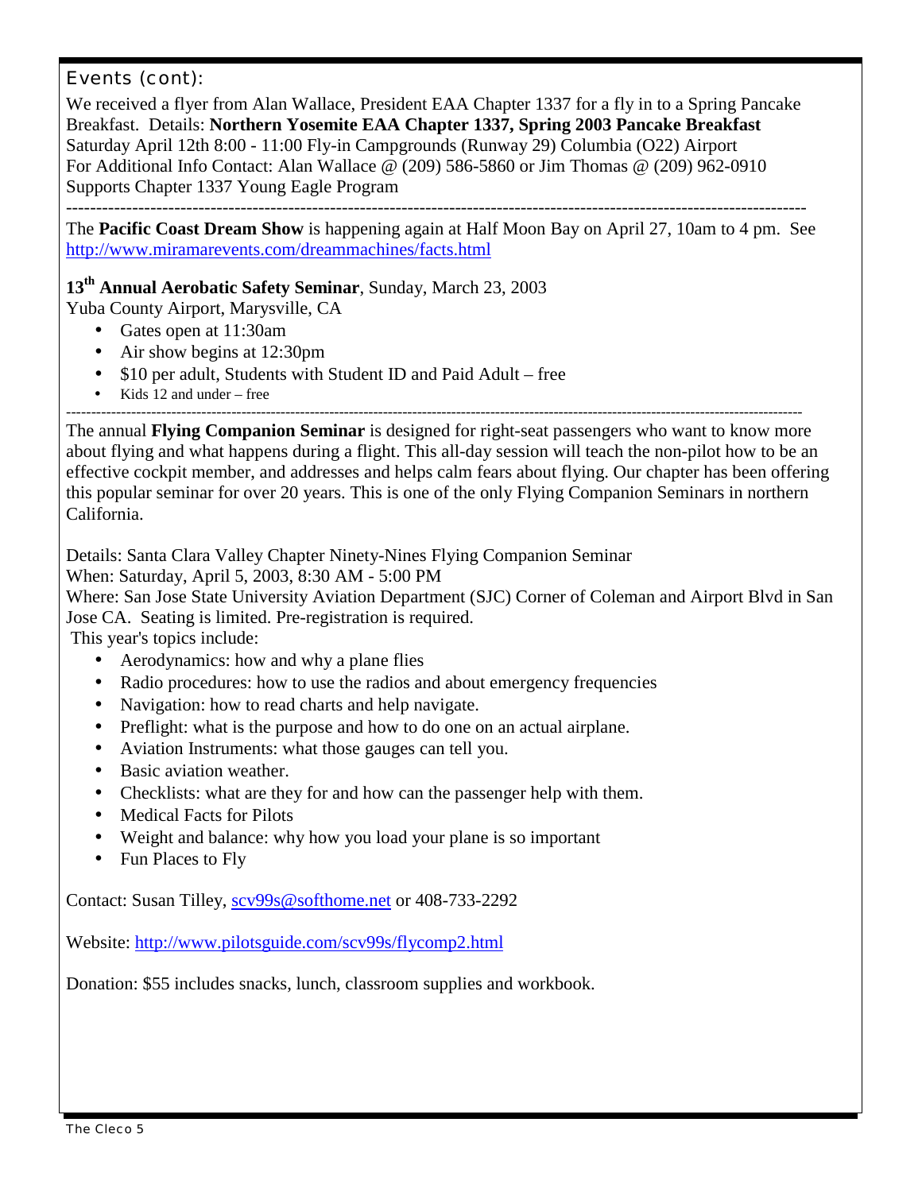## Events (cont):

We received a flyer from Alan Wallace, President EAA Chapter 1337 for a fly in to a Spring Pancake Breakfast. Details: **Northern Yosemite EAA Chapter 1337, Spring 2003 Pancake Breakfast**
Saturday April 12th 8:00 - 11:00 Fly-in Campgrounds (Runway 29) Columbia (O22) Airport
For Additional Info Contact: Alan Wallace @ (209) 586-5860 or Jim Thomas @ (209) 962-0910
Supports Chapter 1337 Young Eagle Program

---

The **Pacific Coast Dream Show** is happening again at Half Moon Bay on April 27, 10am to 4 pm. See http://www.miramarevents.com/dreammachines/facts.html

**13th Annual Aerobatic Safety Seminar**, Sunday, March 23, 2003
Yuba County Airport, Marysville, CA

- Gates open at 11:30am
- Air show begins at 12:30pm
- $10 per adult, Students with Student ID and Paid Adult – free
- Kids 12 and under – free

---

The annual **Flying Companion Seminar** is designed for right-seat passengers who want to know more about flying and what happens during a flight. This all-day session will teach the non-pilot how to be an effective cockpit member, and addresses and helps calm fears about flying. Our chapter has been offering this popular seminar for over 20 years. This is one of the only Flying Companion Seminars in northern California.

Details: Santa Clara Valley Chapter Ninety-Nines Flying Companion Seminar
When: Saturday, April 5, 2003, 8:30 AM - 5:00 PM
Where: San Jose State University Aviation Department (SJC) Corner of Coleman and Airport Blvd in San Jose CA. Seating is limited. Pre-registration is required.
This year's topics include:

- Aerodynamics: how and why a plane flies
- Radio procedures: how to use the radios and about emergency frequencies
- Navigation: how to read charts and help navigate.
- Preflight: what is the purpose and how to do one on an actual airplane.
- Aviation Instruments: what those gauges can tell you.
- Basic aviation weather.
- Checklists: what are they for and how can the passenger help with them.
- Medical Facts for Pilots
- Weight and balance: why how you load your plane is so important
- Fun Places to Fly

Contact: Susan Tilley, scv99s@softhome.net or 408-733-2292

Website: http://www.pilotsguide.com/scv99s/flycomp2.html

Donation: $55 includes snacks, lunch, classroom supplies and workbook.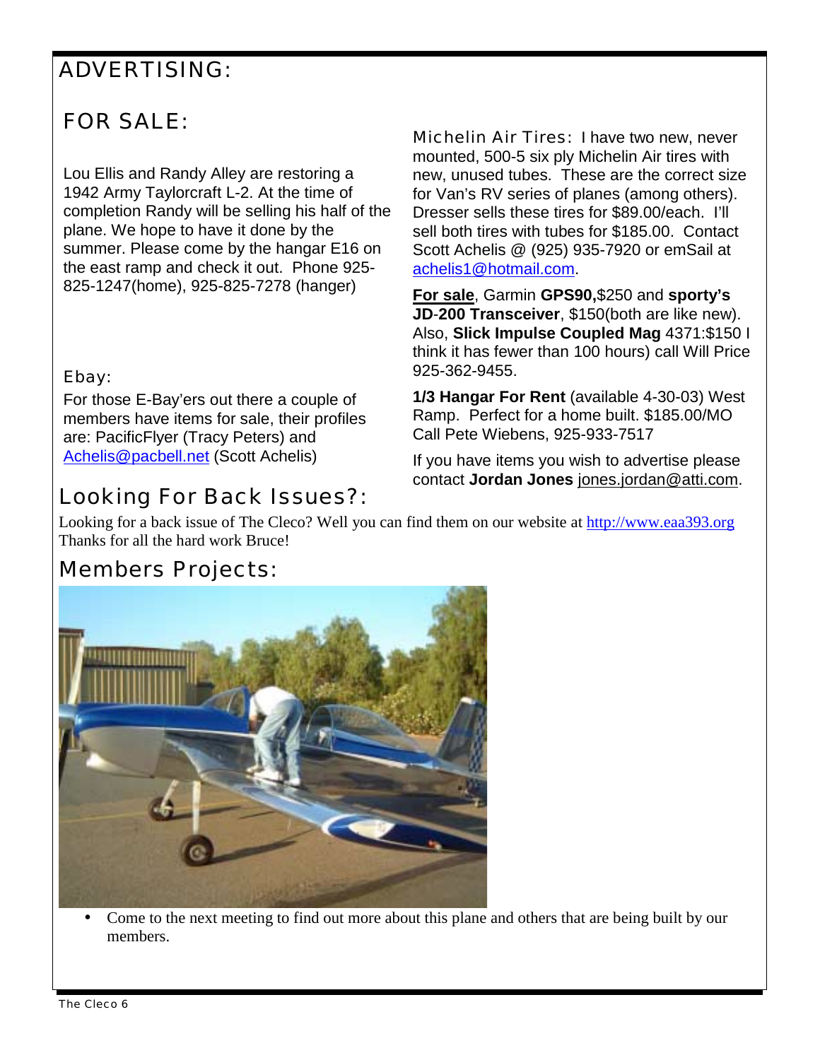# ADVERTISING:

## FOR SALE:

Lou Ellis and Randy Alley are restoring a 1942 Army Taylorcraft L-2. At the time of completion Randy will be selling his half of the plane. We hope to have it done by the summer. Please come by the hangar E16 on the east ramp and check it out. Phone 925-825-1247(home), 925-825-7278 (hanger)

### Ebay:

For those E-Bay'ers out there a couple of members have items for sale, their profiles are: PacificFlyer (Tracy Peters) and Achelis@pacbell.net (Scott Achelis)

Michelin Air Tires: I have two new, never mounted, 500-5 six ply Michelin Air tires with new, unused tubes. These are the correct size for Van's RV series of planes (among others). Dresser sells these tires for $89.00/each. I'll sell both tires with tubes for $185.00. Contact Scott Achelis @ (925) 935-7920 or emSail at achelis1@hotmail.com.

**For sale**, Garmin **GPS90,**$250 and **sporty's JD-200 Transceiver**, $150(both are like new). Also, **Slick Impulse Coupled Mag** 4371:$150 I think it has fewer than 100 hours) call Will Price 925-362-9455.

**1/3 Hangar For Rent** (available 4-30-03) West Ramp. Perfect for a home built. $185.00/MO Call Pete Wiebens, 925-933-7517

If you have items you wish to advertise please contact **Jordan Jones** jones.jordan@atti.com.

## Looking For Back Issues?:

Looking for a back issue of The Cleco? Well you can find them on our website at http://www.eaa393.org Thanks for all the hard work Bruce!

## Members Projects:

- Come to the next meeting to find out more about this plane and others that are being built by our members.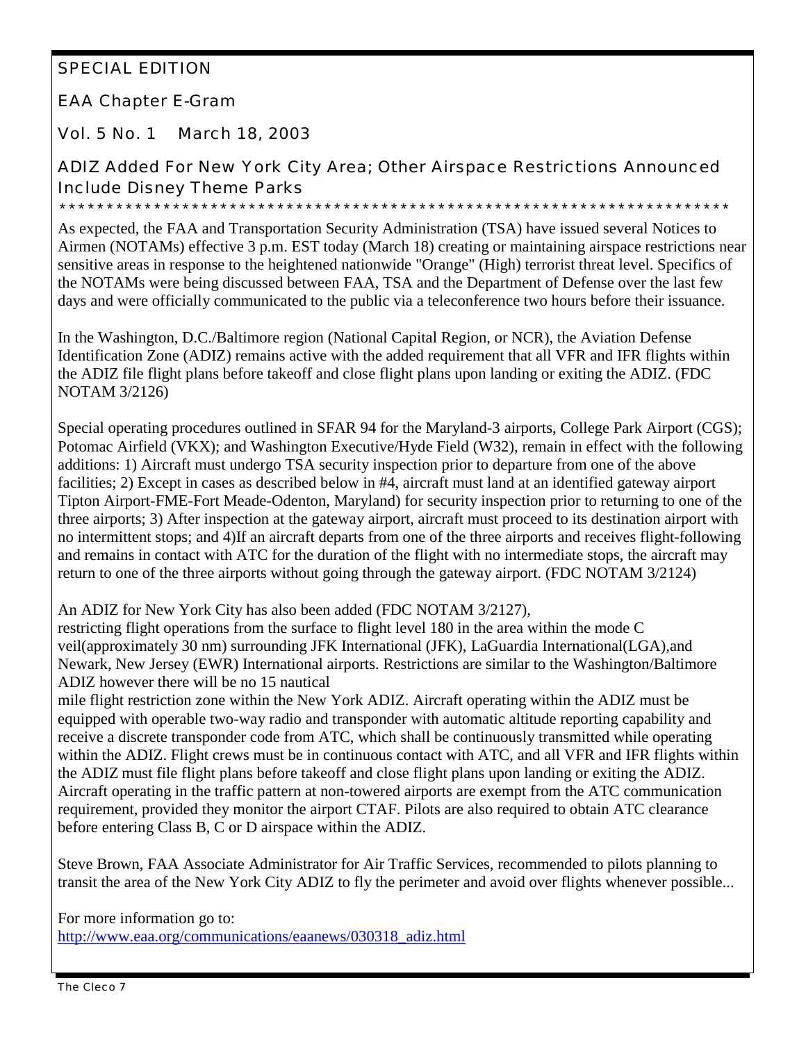SPECIAL EDITION

EAA Chapter E-Gram

Vol. 5 No. 1 March 18, 2003

## ADIZ Added For New York City Area; Other Airspace Restrictions Announced Include Disney Theme Parks

**************************************************************************

As expected, the FAA and Transportation Security Administration (TSA) have issued several Notices to Airmen (NOTAMs) effective 3 p.m. EST today (March 18) creating or maintaining airspace restrictions near sensitive areas in response to the heightened nationwide "Orange" (High) terrorist threat level. Specifics of the NOTAMs were being discussed between FAA, TSA and the Department of Defense over the last few days and were officially communicated to the public via a teleconference two hours before their issuance.

In the Washington, D.C./Baltimore region (National Capital Region, or NCR), the Aviation Defense Identification Zone (ADIZ) remains active with the added requirement that all VFR and IFR flights within the ADIZ file flight plans before takeoff and close flight plans upon landing or exiting the ADIZ. (FDC NOTAM 3/2126)

Special operating procedures outlined in SFAR 94 for the Maryland-3 airports, College Park Airport (CGS); Potomac Airfield (VKX); and Washington Executive/Hyde Field (W32), remain in effect with the following additions: 1) Aircraft must undergo TSA security inspection prior to departure from one of the above facilities; 2) Except in cases as described below in #4, aircraft must land at an identified gateway airport Tipton Airport-FME-Fort Meade-Odenton, Maryland) for security inspection prior to returning to one of the three airports; 3) After inspection at the gateway airport, aircraft must proceed to its destination airport with no intermittent stops; and 4)If an aircraft departs from one of the three airports and receives flight-following and remains in contact with ATC for the duration of the flight with no intermediate stops, the aircraft may return to one of the three airports without going through the gateway airport. (FDC NOTAM 3/2124)

An ADIZ for New York City has also been added (FDC NOTAM 3/2127), restricting flight operations from the surface to flight level 180 in the area within the mode C veil(approximately 30 nm) surrounding JFK International (JFK), LaGuardia International(LGA),and Newark, New Jersey (EWR) International airports. Restrictions are similar to the Washington/Baltimore ADIZ however there will be no 15 nautical mile flight restriction zone within the New York ADIZ. Aircraft operating within the ADIZ must be equipped with operable two-way radio and transponder with automatic altitude reporting capability and receive a discrete transponder code from ATC, which shall be continuously transmitted while operating within the ADIZ. Flight crews must be in continuous contact with ATC, and all VFR and IFR flights within the ADIZ must file flight plans before takeoff and close flight plans upon landing or exiting the ADIZ. Aircraft operating in the traffic pattern at non-towered airports are exempt from the ATC communication requirement, provided they monitor the airport CTAF. Pilots are also required to obtain ATC clearance before entering Class B, C or D airspace within the ADIZ.

Steve Brown, FAA Associate Administrator for Air Traffic Services, recommended to pilots planning to transit the area of the New York City ADIZ to fly the perimeter and avoid over flights whenever possible...

For more information go to:
http://www.eaa.org/communications/eaanews/030318_adiz.html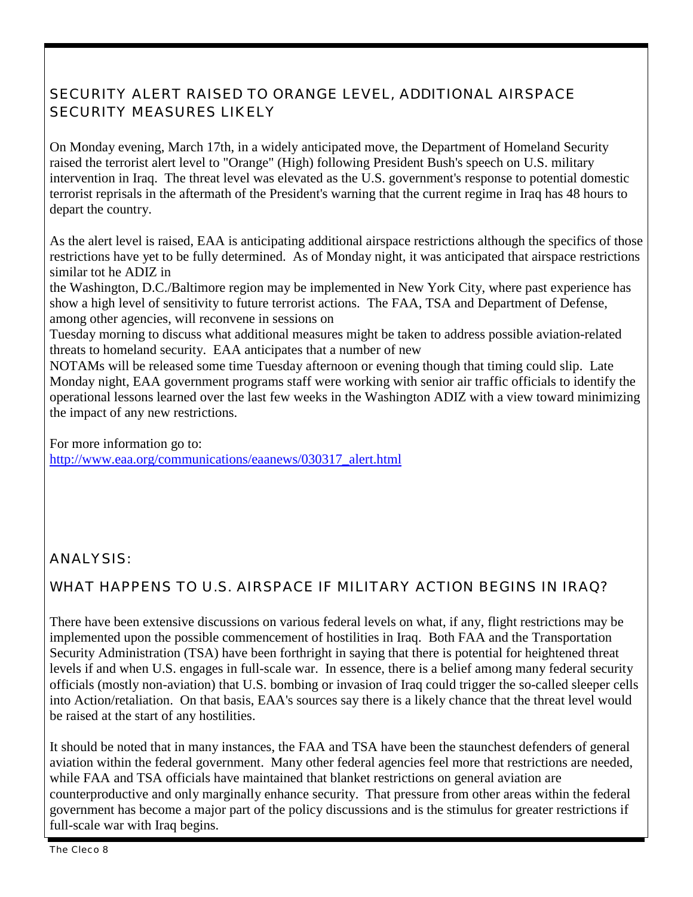## SECURITY ALERT RAISED TO ORANGE LEVEL, ADDITIONAL AIRSPACE SECURITY MEASURES LIKELY

On Monday evening, March 17th, in a widely anticipated move, the Department of Homeland Security raised the terrorist alert level to "Orange" (High) following President Bush's speech on U.S. military intervention in Iraq. The threat level was elevated as the U.S. government's response to potential domestic terrorist reprisals in the aftermath of the President's warning that the current regime in Iraq has 48 hours to depart the country.

As the alert level is raised, EAA is anticipating additional airspace restrictions although the specifics of those restrictions have yet to be fully determined. As of Monday night, it was anticipated that airspace restrictions similar tot he ADIZ in the Washington, D.C./Baltimore region may be implemented in New York City, where past experience has show a high level of sensitivity to future terrorist actions. The FAA, TSA and Department of Defense, among other agencies, will reconvene in sessions on Tuesday morning to discuss what additional measures might be taken to address possible aviation-related threats to homeland security. EAA anticipates that a number of new NOTAMs will be released some time Tuesday afternoon or evening though that timing could slip. Late Monday night, EAA government programs staff were working with senior air traffic officials to identify the operational lessons learned over the last few weeks in the Washington ADIZ with a view toward minimizing the impact of any new restrictions.

For more information go to:
http://www.eaa.org/communications/eaanews/030317_alert.html

## ANALYSIS:

## WHAT HAPPENS TO U.S. AIRSPACE IF MILITARY ACTION BEGINS IN IRAQ?

There have been extensive discussions on various federal levels on what, if any, flight restrictions may be implemented upon the possible commencement of hostilities in Iraq. Both FAA and the Transportation Security Administration (TSA) have been forthright in saying that there is potential for heightened threat levels if and when U.S. engages in full-scale war. In essence, there is a belief among many federal security officials (mostly non-aviation) that U.S. bombing or invasion of Iraq could trigger the so-called sleeper cells into Action/retaliation. On that basis, EAA's sources say there is a likely chance that the threat level would be raised at the start of any hostilities.

It should be noted that in many instances, the FAA and TSA have been the staunchest defenders of general aviation within the federal government. Many other federal agencies feel more that restrictions are needed, while FAA and TSA officials have maintained that blanket restrictions on general aviation are counterproductive and only marginally enhance security. That pressure from other areas within the federal government has become a major part of the policy discussions and is the stimulus for greater restrictions if full-scale war with Iraq begins.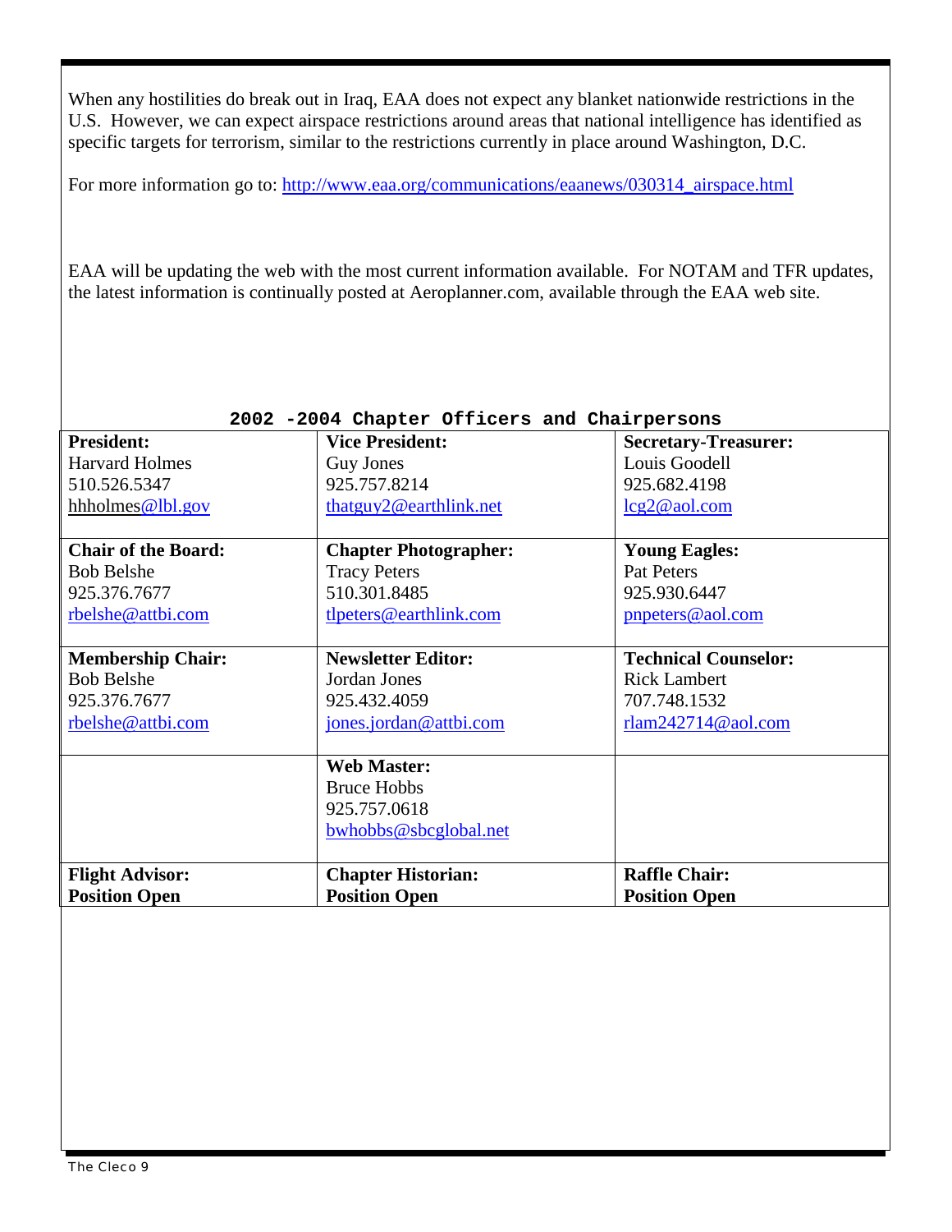When any hostilities do break out in Iraq, EAA does not expect any blanket nationwide restrictions in the U.S. However, we can expect airspace restrictions around areas that national intelligence has identified as specific targets for terrorism, similar to the restrictions currently in place around Washington, D.C.

For more information go to: http://www.eaa.org/communications/eaanews/030314_airspace.html

EAA will be updating the web with the most current information available. For NOTAM and TFR updates, the latest information is continually posted at Aeroplanner.com, available through the EAA web site.

## 2002 -2004 Chapter Officers and Chairpersons

| | | |
|---|---|---|
| **President:**<br>Harvard Holmes<br>510.526.5347<br>hhholmes@lbl.gov | **Vice President:**<br>Guy Jones<br>925.757.8214<br>thatguy2@earthlink.net | **Secretary-Treasurer:**<br>Louis Goodell<br>925.682.4198<br>lcg2@aol.com |
| **Chair of the Board:**<br>Bob Belshe<br>925.376.7677<br>rbelshe@attbi.com | **Chapter Photographer:**<br>Tracy Peters<br>510.301.8485<br>tlpeters@earthlink.com | **Young Eagles:**<br>Pat Peters<br>925.930.6447<br>pnpeters@aol.com |
| **Membership Chair:**<br>Bob Belshe<br>925.376.7677<br>rbelshe@attbi.com | **Newsletter Editor:**<br>Jordan Jones<br>925.432.4059<br>jones.jordan@attbi.com | **Technical Counselor:**<br>Rick Lambert<br>707.748.1532<br>rlam242714@aol.com |
| | **Web Master:**<br>Bruce Hobbs<br>925.757.0618<br>bwhobbs@sbcglobal.net | |
| **Flight Advisor:**<br>**Position Open** | **Chapter Historian:**<br>**Position Open** | **Raffle Chair:**<br>**Position Open** |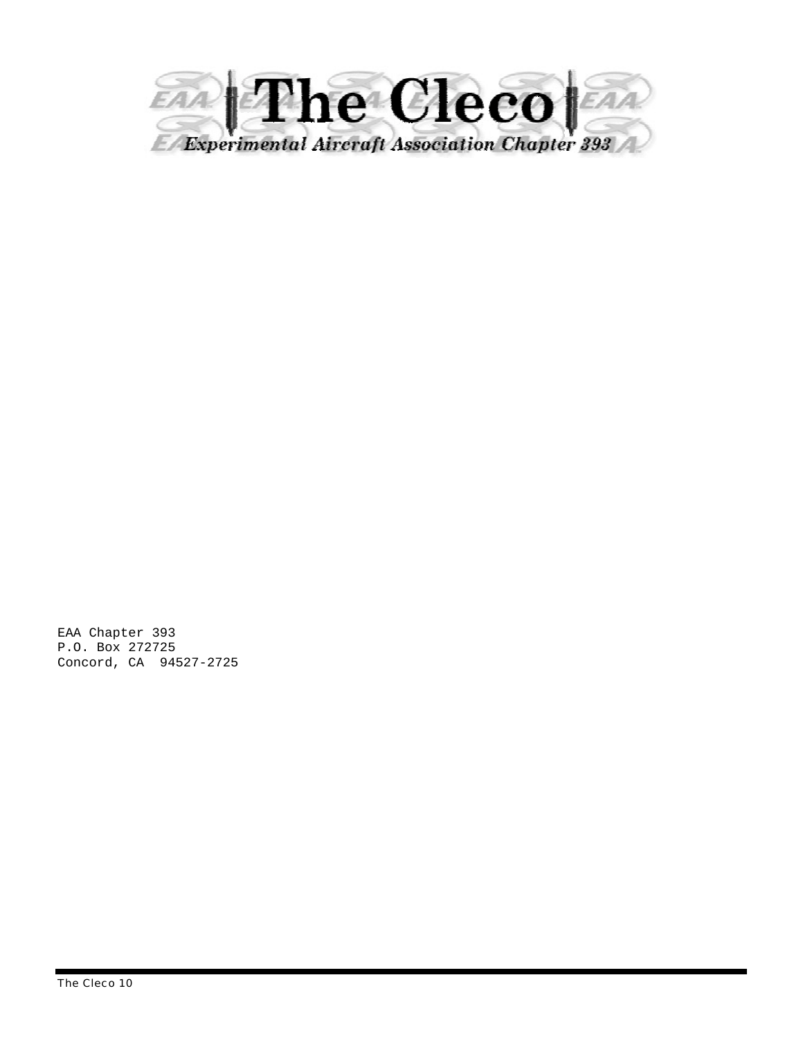# The Cleco

*Experimental Aircraft Association Chapter 393*

EAA Chapter 393
P.O. Box 272725
Concord, CA  94527-2725